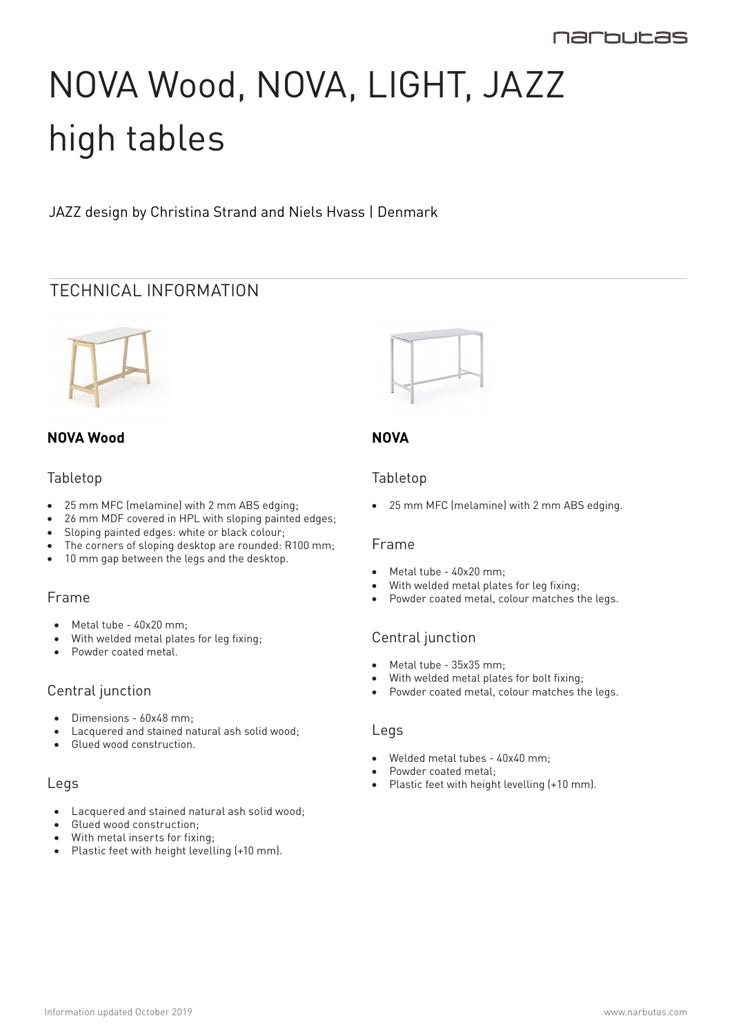# NOVA Wood, NOVA, LIGHT, JAZZ high tables

JAZZ design by Christina Strand and Niels Hvass | Denmark

## TECHNICAL INFORMATION

### NOVA Wood

#### Tabletop

- 25 mm MFC (melamine) with 2 mm ABS edging;
- 26 mm MDF covered in HPL with sloping painted edges;
- Sloping painted edges: white or black colour;
- The corners of sloping desktop are rounded: R100 mm;
- 10 mm gap between the legs and the desktop.

#### Frame

- Metal tube - 40x20 mm;
- With welded metal plates for leg fixing;
- Powder coated metal.

#### Central junction

- Dimensions - 60x48 mm;
- Lacquered and stained natural ash solid wood;
- Glued wood construction.

#### Legs

- Lacquered and stained natural ash solid wood;
- Glued wood construction;
- With metal inserts for fixing;
- Plastic feet with height levelling (+10 mm).

### NOVA

#### Tabletop

- 25 mm MFC (melamine) with 2 mm ABS edging.

#### Frame

- Metal tube - 40x20 mm;
- With welded metal plates for leg fixing;
- Powder coated metal, colour matches the legs.

#### Central junction

- Metal tube - 35x35 mm;
- With welded metal plates for bolt fixing;
- Powder coated metal, colour matches the legs.

#### Legs

- Welded metal tubes - 40x40 mm;
- Powder coated metal;
- Plastic feet with height levelling (+10 mm).

Information updated October 2019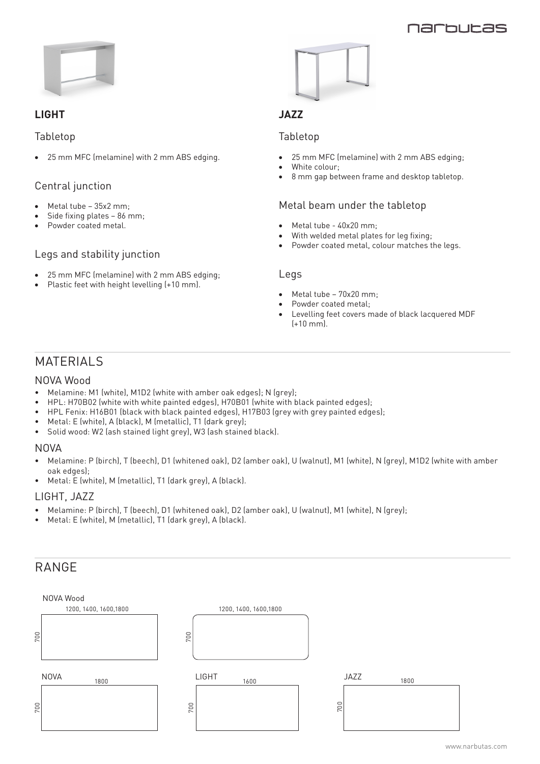## LIGHT

### Tabletop

- 25 mm MFC (melamine) with 2 mm ABS edging.

### Central junction

- Metal tube – 35x2 mm;
- Side fixing plates – 86 mm;
- Powder coated metal.

### Legs and stability junction

- 25 mm MFC (melamine) with 2 mm ABS edging;
- Plastic feet with height levelling (+10 mm).

## JAZZ

### Tabletop

- 25 mm MFC (melamine) with 2 mm ABS edging;
- White colour;
- 8 mm gap between frame and desktop tabletop.

### Metal beam under the tabletop

- Metal tube - 40x20 mm;
- With welded metal plates for leg fixing;
- Powder coated metal, colour matches the legs.

### Legs

- Metal tube – 70x20 mm;
- Powder coated metal;
- Levelling feet covers made of black lacquered MDF (+10 mm).

# MATERIALS

### NOVA Wood

- Melamine: M1 (white), M1D2 (white with amber oak edges); N (grey);
- HPL: H70B02 (white with white painted edges), H70B01 (white with black painted edges);
- HPL Fenix: H16B01 (black with black painted edges), H17B03 (grey with grey painted edges);
- Metal: E (white), A (black), M (metallic), T1 (dark grey);
- Solid wood: W2 (ash stained light grey), W3 (ash stained black).

### NOVA

- Melamine: P (birch), T (beech), D1 (whitened oak), D2 (amber oak), U (walnut), M1 (white), N (grey), M1D2 (white with amber oak edges);
- Metal: E (white), M (metallic), T1 (dark grey), A (black).

### LIGHT, JAZZ

- Melamine: P (birch), T (beech), D1 (whitened oak), D2 (amber oak), U (walnut), M1 (white), N (grey);
- Metal: E (white), M (metallic), T1 (dark grey), A (black).

# RANGE

NOVA Wood

1200, 1400, 1600,1800 × 700

1200, 1400, 1600,1800 × 700

NOVA

1800 × 700

LIGHT

1600 × 700

JAZZ

1800 × 700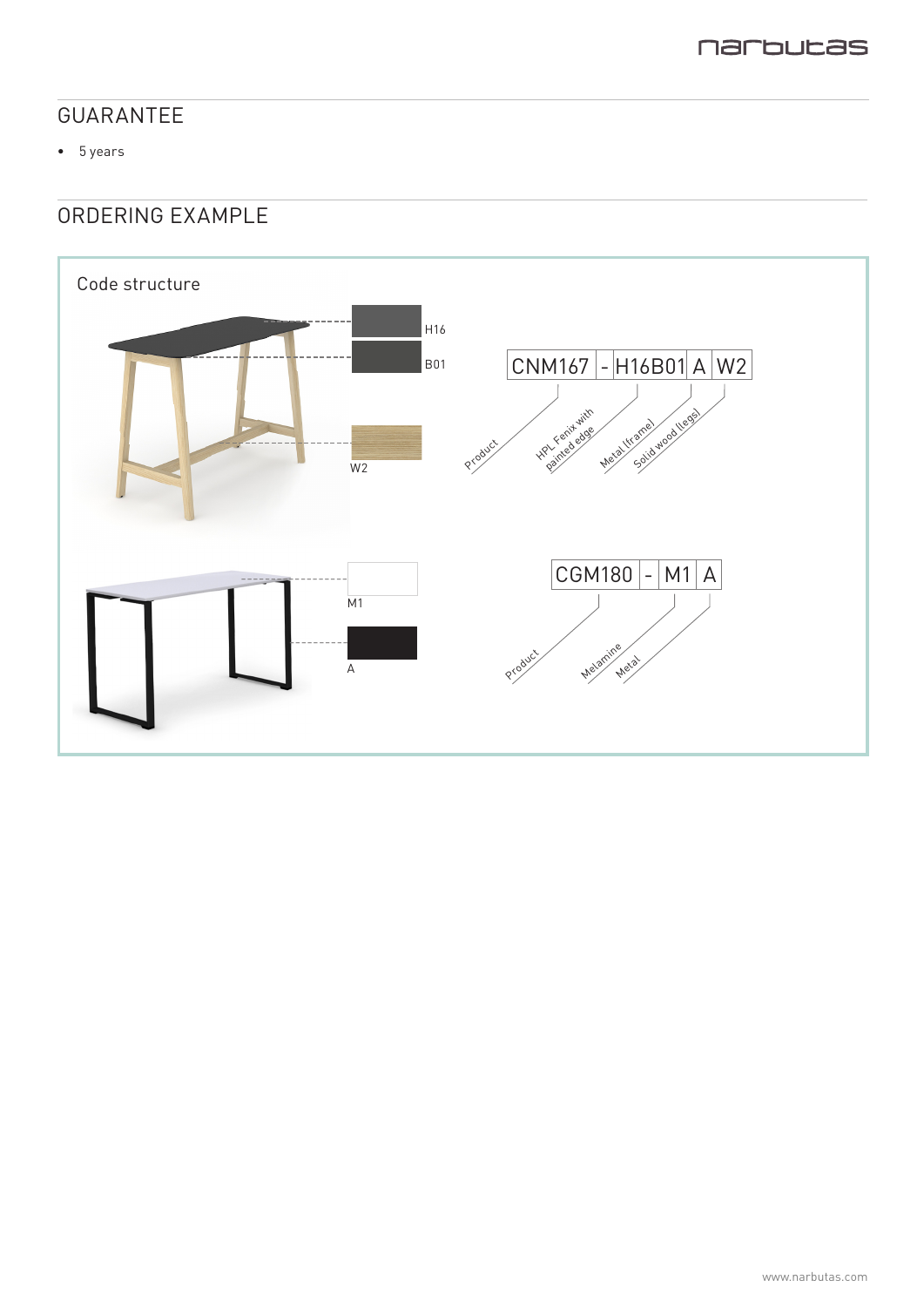## GUARANTEE

- 5 years

## ORDERING EXAMPLE

Code structure

H16

B01

W2

CNM167 - H16B01 A W2

Product

HPL Fenix with painted edge

Metal (frame)

Solid wood (legs)

M1

A

CGM180 - M1 A

Product

Melamine

Metal